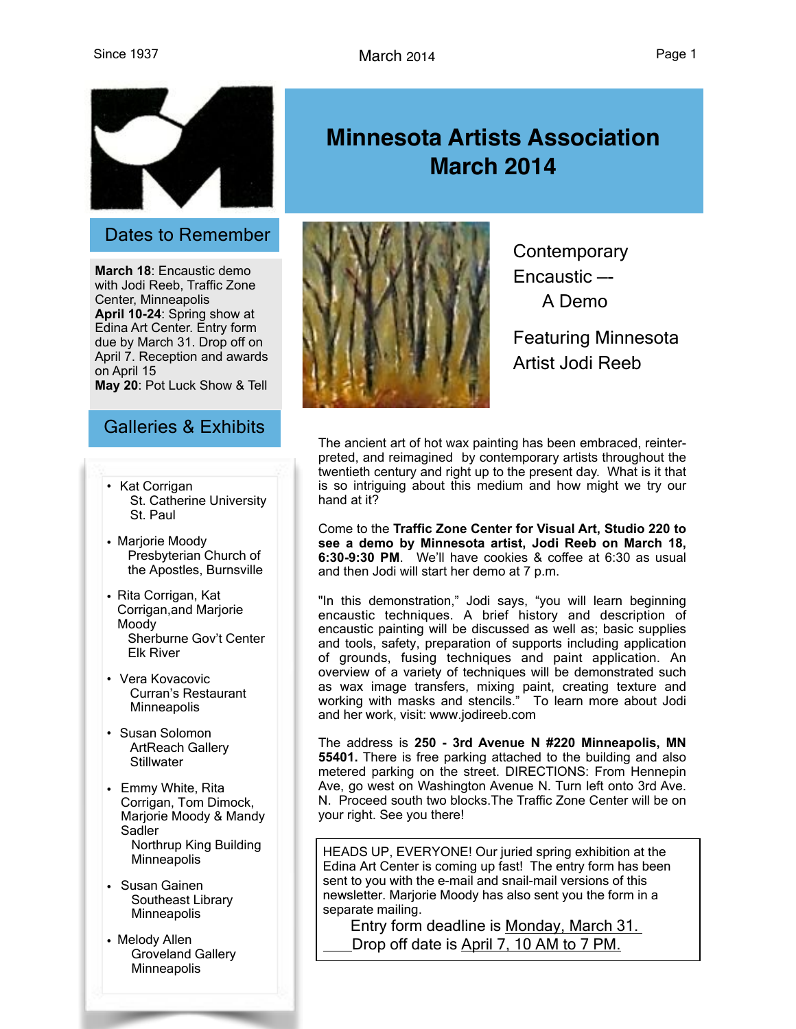# Minnesota Artists Association March 2014

## Dates to Remember

**March 18**: Encaustic demo with Jodi Reeb, Traffic Zone Center, Minneapolis
**April 10-24**: Spring show at Edina Art Center. Entry form due by March 31. Drop off on April 7. Reception and awards on April 15
**May 20**: Pot Luck Show & Tell

## Galleries & Exhibits

- Kat Corrigan
  St. Catherine University
  St. Paul
- Marjorie Moody
  Presbyterian Church of the Apostles, Burnsville
- Rita Corrigan, Kat Corrigan,and Marjorie Moody
  Sherburne Gov't Center
  Elk River
- Vera Kovacovic
  Curran's Restaurant
  Minneapolis
- Susan Solomon
  ArtReach Gallery
  Stillwater
- Emmy White, Rita Corrigan, Tom Dimock, Marjorie Moody & Mandy Sadler
  Northrup King Building
  Minneapolis
- Susan Gainen
  Southeast Library
  Minneapolis
- Melody Allen
  Groveland Gallery
  Minneapolis

## Contemporary Encaustic — A Demo

### Featuring Minnesota Artist Jodi Reeb

The ancient art of hot wax painting has been embraced, reinterpreted, and reimagined by contemporary artists throughout the twentieth century and right up to the present day. What is it that is so intriguing about this medium and how might we try our hand at it?

Come to the **Traffic Zone Center for Visual Art, Studio 220 to see a demo by Minnesota artist, Jodi Reeb on March 18, 6:30-9:30 PM**. We'll have cookies & coffee at 6:30 as usual and then Jodi will start her demo at 7 p.m.

"In this demonstration," Jodi says, "you will learn beginning encaustic techniques. A brief history and description of encaustic painting will be discussed as well as; basic supplies and tools, safety, preparation of supports including application of grounds, fusing techniques and paint application. An overview of a variety of techniques will be demonstrated such as wax image transfers, mixing paint, creating texture and working with masks and stencils." To learn more about Jodi and her work, visit: www.jodireeb.com

The address is **250 - 3rd Avenue N #220 Minneapolis, MN 55401.** There is free parking attached to the building and also metered parking on the street. DIRECTIONS: From Hennepin Ave, go west on Washington Avenue N. Turn left onto 3rd Ave. N. Proceed south two blocks.The Traffic Zone Center will be on your right. See you there!

HEADS UP, EVERYONE! Our juried spring exhibition at the Edina Art Center is coming up fast! The entry form has been sent to you with the e-mail and snail-mail versions of this newsletter. Marjorie Moody has also sent you the form in a separate mailing.

Entry form deadline is Monday, March 31.

Drop off date is April 7, 10 AM to 7 PM.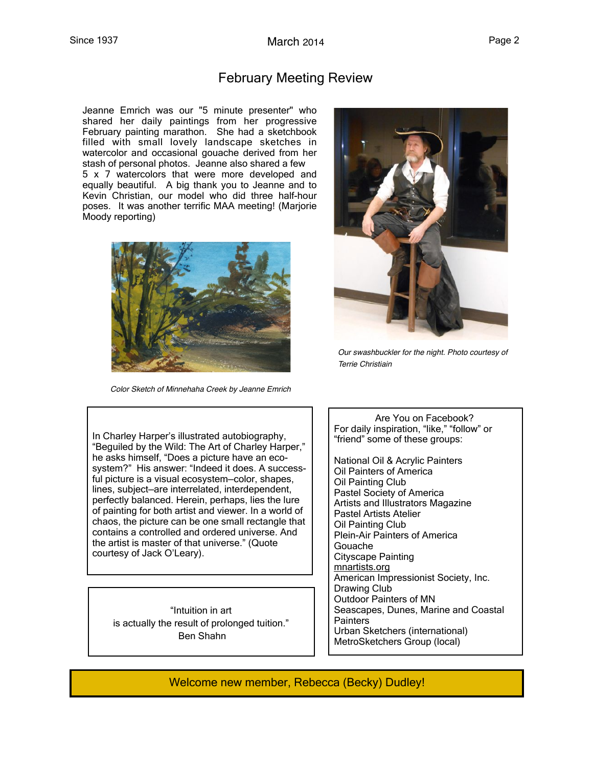## February Meeting Review

Jeanne Emrich was our "5 minute presenter" who shared her daily paintings from her progressive February painting marathon. She had a sketchbook filled with small lovely landscape sketches in watercolor and occasional gouache derived from her stash of personal photos. Jeanne also shared a few 5 x 7 watercolors that were more developed and equally beautiful. A big thank you to Jeanne and to Kevin Christian, our model who did three half-hour poses. It was another terrific MAA meeting! (Marjorie Moody reporting)

*Color Sketch of Minnehaha Creek by Jeanne Emrich*

*Our swashbuckler for the night. Photo courtesy of Terrie Christiain*

In Charley Harper's illustrated autobiography, "Beguiled by the Wild: The Art of Charley Harper," he asks himself, "Does a picture have an eco-system?" His answer: "Indeed it does. A successful picture is a visual ecosystem—color, shapes, lines, subject—are interrelated, interdependent, perfectly balanced. Herein, perhaps, lies the lure of painting for both artist and viewer. In a world of chaos, the picture can be one small rectangle that contains a controlled and ordered universe. And the artist is master of that universe." (Quote courtesy of Jack O'Leary).

"Intuition in art
is actually the result of prolonged tuition."
Ben Shahn

Are You on Facebook?
For daily inspiration, "like," "follow" or "friend" some of these groups:

National Oil & Acrylic Painters
Oil Painters of America
Oil Painting Club
Pastel Society of America
Artists and Illustrators Magazine
Pastel Artists Atelier
Oil Painting Club
Plein-Air Painters of America
Gouache
Cityscape Painting
mnartists.org
American Impressionist Society, Inc.
Drawing Club
Outdoor Painters of MN
Seascapes, Dunes, Marine and Coastal Painters
Urban Sketchers (international)
MetroSketchers Group (local)

**Welcome new member, Rebecca (Becky) Dudley!**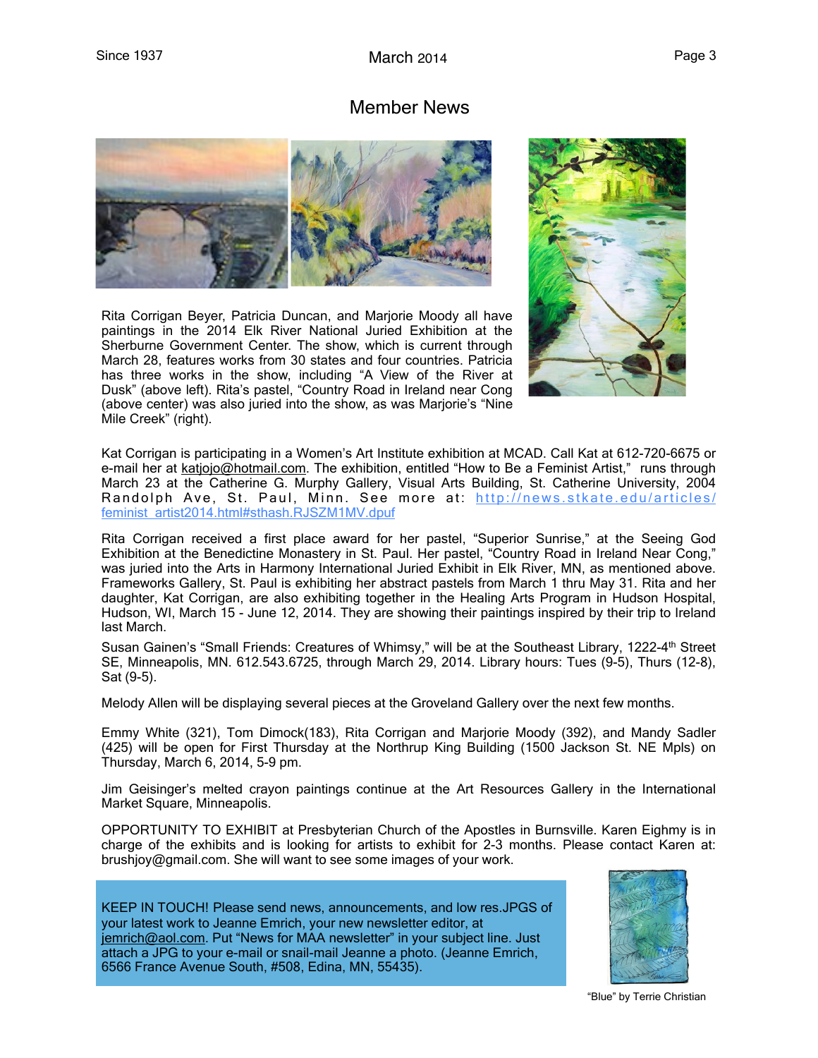## Member News

Rita Corrigan Beyer, Patricia Duncan, and Marjorie Moody all have paintings in the 2014 Elk River National Juried Exhibition at the Sherburne Government Center. The show, which is current through March 28, features works from 30 states and four countries. Patricia has three works in the show, including "A View of the River at Dusk" (above left). Rita's pastel, "Country Road in Ireland near Cong (above center) was also juried into the show, as was Marjorie's "Nine Mile Creek" (right).

Kat Corrigan is participating in a Women's Art Institute exhibition at MCAD. Call Kat at 612-720-6675 or e-mail her at katjojo@hotmail.com. The exhibition, entitled "How to Be a Feminist Artist," runs through March 23 at the Catherine G. Murphy Gallery, Visual Arts Building, St. Catherine University, 2004 Randolph Ave, St. Paul, Minn. See more at: http://news.stkate.edu/articles/feminist_artist2014.html#sthash.RJSZM1MV.dpuf

Rita Corrigan received a first place award for her pastel, "Superior Sunrise," at the Seeing God Exhibition at the Benedictine Monastery in St. Paul. Her pastel, "Country Road in Ireland Near Cong," was juried into the Arts in Harmony International Juried Exhibit in Elk River, MN, as mentioned above. Frameworks Gallery, St. Paul is exhibiting her abstract pastels from March 1 thru May 31. Rita and her daughter, Kat Corrigan, are also exhibiting together in the Healing Arts Program in Hudson Hospital, Hudson, WI, March 15 - June 12, 2014. They are showing their paintings inspired by their trip to Ireland last March.

Susan Gainen's "Small Friends: Creatures of Whimsy," will be at the Southeast Library, 1222-4th Street SE, Minneapolis, MN. 612.543.6725, through March 29, 2014. Library hours: Tues (9-5), Thurs (12-8), Sat (9-5).

Melody Allen will be displaying several pieces at the Groveland Gallery over the next few months.

Emmy White (321), Tom Dimock(183), Rita Corrigan and Marjorie Moody (392), and Mandy Sadler (425) will be open for First Thursday at the Northrup King Building (1500 Jackson St. NE Mpls) on Thursday, March 6, 2014, 5-9 pm.

Jim Geisinger's melted crayon paintings continue at the Art Resources Gallery in the International Market Square, Minneapolis.

OPPORTUNITY TO EXHIBIT at Presbyterian Church of the Apostles in Burnsville. Karen Eighmy is in charge of the exhibits and is looking for artists to exhibit for 2-3 months. Please contact Karen at: brushjoy@gmail.com. She will want to see some images of your work.

KEEP IN TOUCH! Please send news, announcements, and low res.JPGS of your latest work to Jeanne Emrich, your new newsletter editor, at jemrich@aol.com. Put "News for MAA newsletter" in your subject line. Just attach a JPG to your e-mail or snail-mail Jeanne a photo. (Jeanne Emrich, 6566 France Avenue South, #508, Edina, MN, 55435).

"Blue" by Terrie Christian